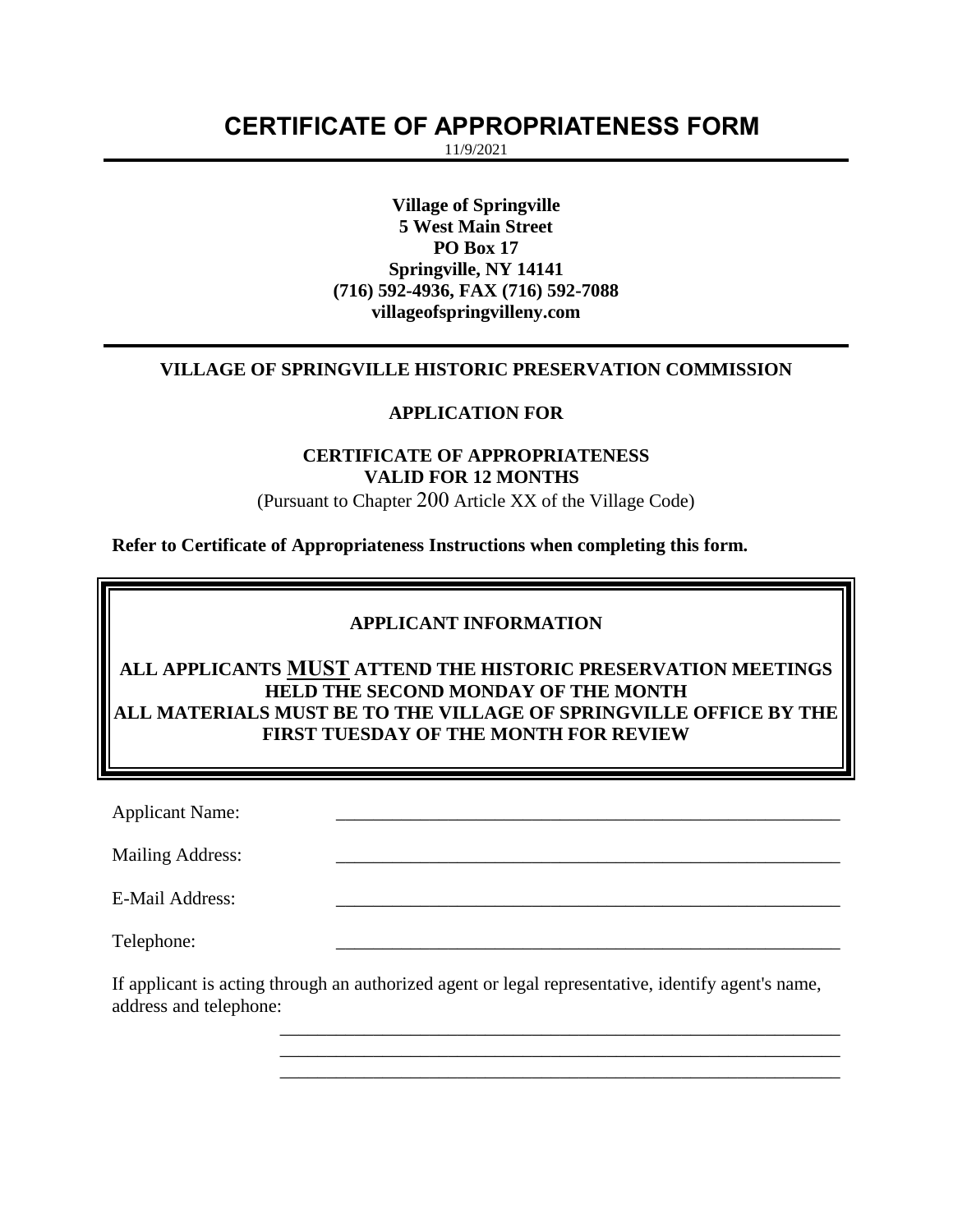# CERTIFICATE OF APPROPRIATENESS FORM

11/9/2021

---

**Village of Springville**
**5 West Main Street**
**PO Box 17**
**Springville, NY 14141**
**(716) 592-4936, FAX (716) 592-7088**
**villageofspringvilleny.com**

---

**VILLAGE OF SPRINGVILLE HISTORIC PRESERVATION COMMISSION**

**APPLICATION FOR**

**CERTIFICATE OF APPROPRIATENESS**
**VALID FOR 12 MONTHS**
(Pursuant to Chapter 200 Article XX of the Village Code)

**Refer to Certificate of Appropriateness Instructions when completing this form.**

**APPLICANT INFORMATION**

**ALL APPLICANTS <u>MUST</u> ATTEND THE HISTORIC PRESERVATION MEETINGS HELD THE SECOND MONDAY OF THE MONTH**
**ALL MATERIALS MUST BE TO THE VILLAGE OF SPRINGVILLE OFFICE BY THE FIRST TUESDAY OF THE MONTH FOR REVIEW**

Applicant Name: ______________________________________________________

Mailing Address: ______________________________________________________

E-Mail Address: ______________________________________________________

Telephone: ______________________________________________________

If applicant is acting through an authorized agent or legal representative, identify agent's name, address and telephone:

______________________________________________________
______________________________________________________
______________________________________________________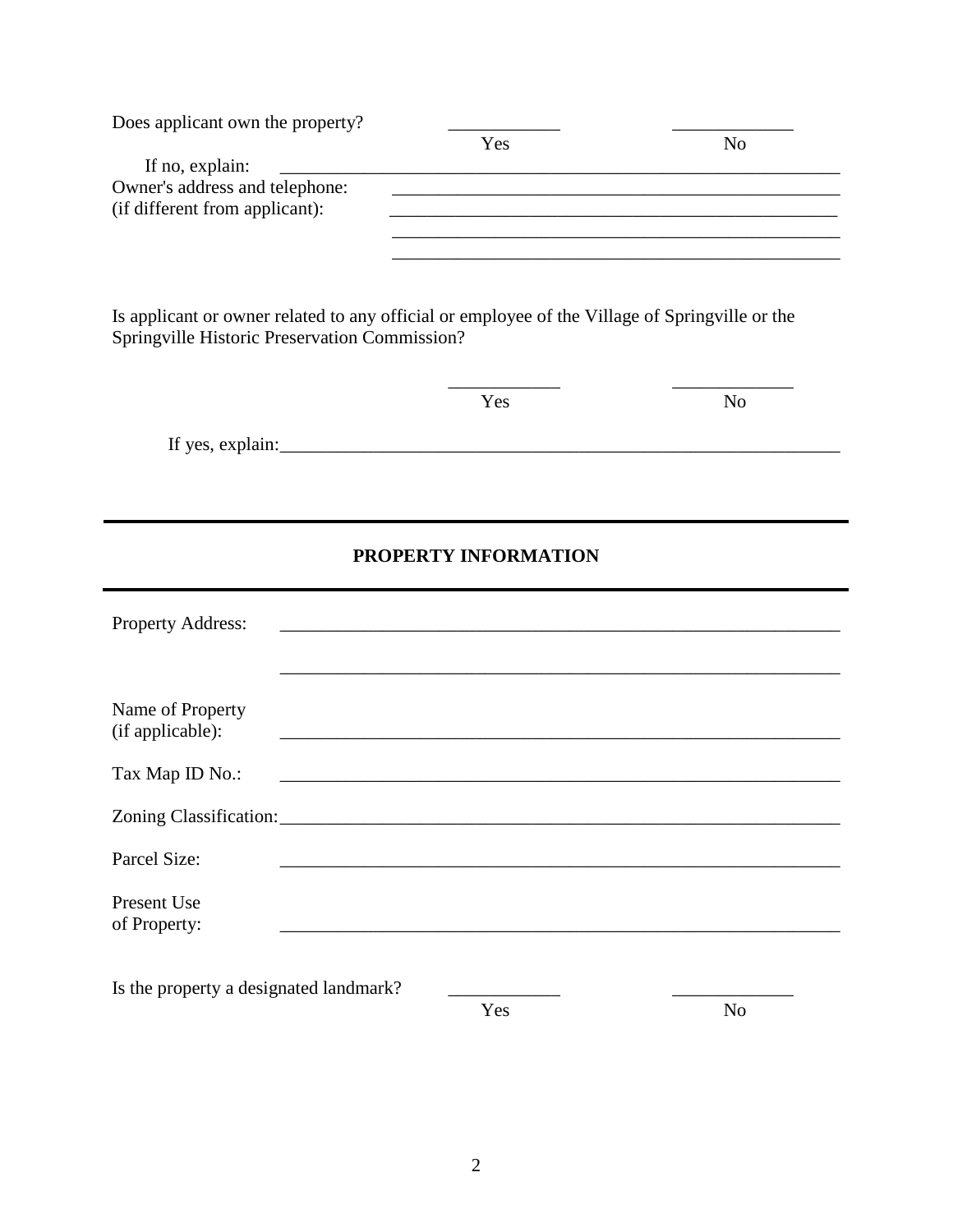Does applicant own the property? \_\_\_\_\_\_\_\_\_\_\_\_ Yes \_\_\_\_\_\_\_\_\_\_\_\_\_ No

If no, explain: \_\_\_\_\_\_\_\_\_\_\_\_\_\_\_\_\_\_\_\_\_\_\_\_\_\_\_\_\_\_\_\_\_\_\_\_\_\_\_\_\_\_\_\_\_\_\_\_\_\_\_\_\_\_\_\_\_\_\_\_\_\_

Owner's address and telephone: \_\_\_\_\_\_\_\_\_\_\_\_\_\_\_\_\_\_\_\_\_\_\_\_\_\_\_\_\_\_\_\_\_\_\_\_\_\_\_\_\_\_\_\_\_\_\_\_

(if different from applicant): \_\_\_\_\_\_\_\_\_\_\_\_\_\_\_\_\_\_\_\_\_\_\_\_\_\_\_\_\_\_\_\_\_\_\_\_\_\_\_\_\_\_\_\_\_\_\_\_

\_\_\_\_\_\_\_\_\_\_\_\_\_\_\_\_\_\_\_\_\_\_\_\_\_\_\_\_\_\_\_\_\_\_\_\_\_\_\_\_\_\_\_\_\_\_\_\_

\_\_\_\_\_\_\_\_\_\_\_\_\_\_\_\_\_\_\_\_\_\_\_\_\_\_\_\_\_\_\_\_\_\_\_\_\_\_\_\_\_\_\_\_\_\_\_\_

Is applicant or owner related to any official or employee of the Village of Springville or the Springville Historic Preservation Commission?

\_\_\_\_\_\_\_\_\_\_\_\_ Yes \_\_\_\_\_\_\_\_\_\_\_\_\_ No

If yes, explain: \_\_\_\_\_\_\_\_\_\_\_\_\_\_\_\_\_\_\_\_\_\_\_\_\_\_\_\_\_\_\_\_\_\_\_\_\_\_\_\_\_\_\_\_\_\_\_\_\_\_\_\_\_\_\_\_\_\_\_\_\_\_

---

## PROPERTY INFORMATION

---

Property Address: \_\_\_\_\_\_\_\_\_\_\_\_\_\_\_\_\_\_\_\_\_\_\_\_\_\_\_\_\_\_\_\_\_\_\_\_\_\_\_\_\_\_\_\_\_\_\_\_\_\_\_\_\_\_\_\_\_\_\_\_\_\_

\_\_\_\_\_\_\_\_\_\_\_\_\_\_\_\_\_\_\_\_\_\_\_\_\_\_\_\_\_\_\_\_\_\_\_\_\_\_\_\_\_\_\_\_\_\_\_\_\_\_\_\_\_\_\_\_\_\_\_\_\_\_

Name of Property (if applicable): \_\_\_\_\_\_\_\_\_\_\_\_\_\_\_\_\_\_\_\_\_\_\_\_\_\_\_\_\_\_\_\_\_\_\_\_\_\_\_\_\_\_\_\_\_\_\_\_\_\_\_\_\_\_\_\_\_\_\_\_\_\_

Tax Map ID No.: \_\_\_\_\_\_\_\_\_\_\_\_\_\_\_\_\_\_\_\_\_\_\_\_\_\_\_\_\_\_\_\_\_\_\_\_\_\_\_\_\_\_\_\_\_\_\_\_\_\_\_\_\_\_\_\_\_\_\_\_\_\_

Zoning Classification: \_\_\_\_\_\_\_\_\_\_\_\_\_\_\_\_\_\_\_\_\_\_\_\_\_\_\_\_\_\_\_\_\_\_\_\_\_\_\_\_\_\_\_\_\_\_\_\_\_\_\_\_\_\_\_\_\_\_\_\_\_\_

Parcel Size: \_\_\_\_\_\_\_\_\_\_\_\_\_\_\_\_\_\_\_\_\_\_\_\_\_\_\_\_\_\_\_\_\_\_\_\_\_\_\_\_\_\_\_\_\_\_\_\_\_\_\_\_\_\_\_\_\_\_\_\_\_\_

Present Use of Property: \_\_\_\_\_\_\_\_\_\_\_\_\_\_\_\_\_\_\_\_\_\_\_\_\_\_\_\_\_\_\_\_\_\_\_\_\_\_\_\_\_\_\_\_\_\_\_\_\_\_\_\_\_\_\_\_\_\_\_\_\_\_

Is the property a designated landmark? \_\_\_\_\_\_\_\_\_\_\_\_ Yes \_\_\_\_\_\_\_\_\_\_\_\_\_ No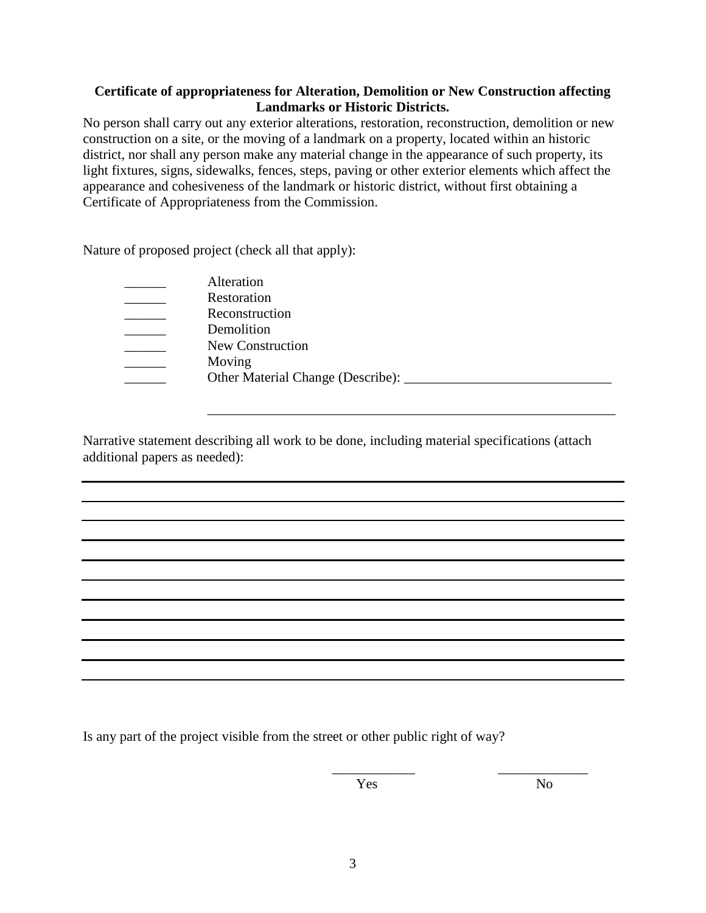**Certificate of appropriateness for Alteration, Demolition or New Construction affecting Landmarks or Historic Districts.**

No person shall carry out any exterior alterations, restoration, reconstruction, demolition or new construction on a site, or the moving of a landmark on a property, located within an historic district, nor shall any person make any material change in the appearance of such property, its light fixtures, signs, sidewalks, fences, steps, paving or other exterior elements which affect the appearance and cohesiveness of the landmark or historic district, without first obtaining a Certificate of Appropriateness from the Commission.

Nature of proposed project (check all that apply):

______ Alteration
______ Restoration
______ Reconstruction
______ Demolition
______ New Construction
______ Moving
______ Other Material Change (Describe): ______________________________

_____________________________________________________________

Narrative statement describing all work to be done, including material specifications (attach additional papers as needed):

_____________________________________________________________
_____________________________________________________________
_____________________________________________________________
_____________________________________________________________
_____________________________________________________________
_____________________________________________________________
_____________________________________________________________
_____________________________________________________________
_____________________________________________________________
_____________________________________________________________
_____________________________________________________________

Is any part of the project visible from the street or other public right of way?

____________ Yes ____________ No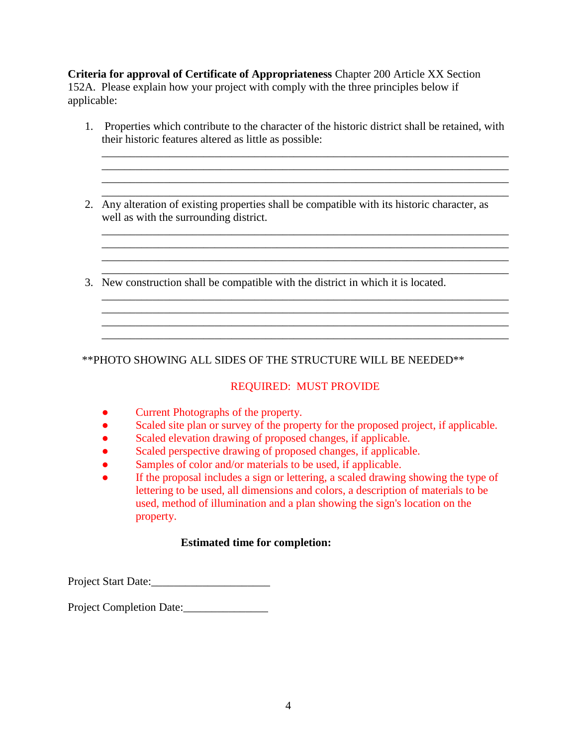**Criteria for approval of Certificate of Appropriateness** Chapter 200 Article XX Section 152A. Please explain how your project with comply with the three principles below if applicable:

1. Properties which contribute to the character of the historic district shall be retained, with their historic features altered as little as possible:
   ______________________________________________________________________
   ______________________________________________________________________
   ______________________________________________________________________
   ______________________________________________________________________

2. Any alteration of existing properties shall be compatible with its historic character, as well as with the surrounding district.
   ______________________________________________________________________
   ______________________________________________________________________
   ______________________________________________________________________
   ______________________________________________________________________

3. New construction shall be compatible with the district in which it is located.
   ______________________________________________________________________
   ______________________________________________________________________
   ______________________________________________________________________
   ______________________________________________________________________

**PHOTO SHOWING ALL SIDES OF THE STRUCTURE WILL BE NEEDED**

REQUIRED: MUST PROVIDE

- Current Photographs of the property.
- Scaled site plan or survey of the property for the proposed project, if applicable.
- Scaled elevation drawing of proposed changes, if applicable.
- Scaled perspective drawing of proposed changes, if applicable.
- Samples of color and/or materials to be used, if applicable.
- If the proposal includes a sign or lettering, a scaled drawing showing the type of lettering to be used, all dimensions and colors, a description of materials to be used, method of illumination and a plan showing the sign's location on the property.

**Estimated time for completion:**

Project Start Date:_____________________

Project Completion Date:_______________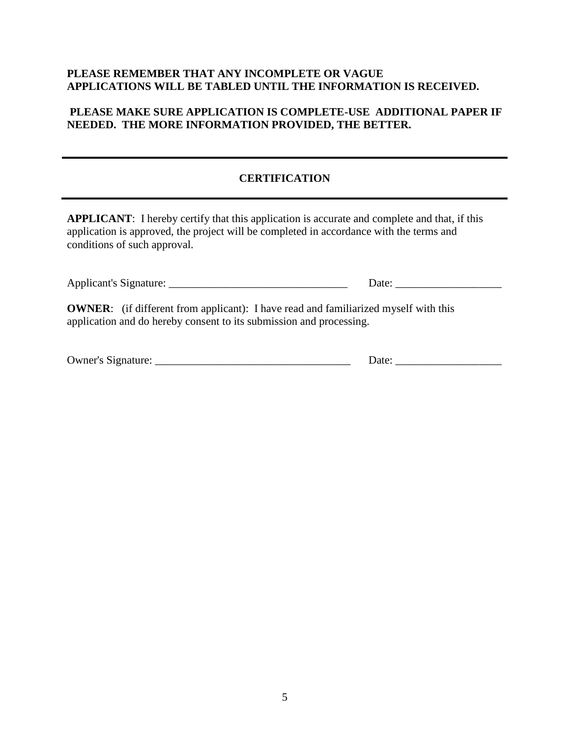**PLEASE REMEMBER THAT ANY INCOMPLETE OR VAGUE APPLICATIONS WILL BE TABLED UNTIL THE INFORMATION IS RECEIVED.**

**PLEASE MAKE SURE APPLICATION IS COMPLETE-USE ADDITIONAL PAPER IF NEEDED. THE MORE INFORMATION PROVIDED, THE BETTER.**

---

## CERTIFICATION

---

**APPLICANT**: I hereby certify that this application is accurate and complete and that, if this application is approved, the project will be completed in accordance with the terms and conditions of such approval.

Applicant's Signature: _________________________________ Date: ___________________

**OWNER**: (if different from applicant): I have read and familiarized myself with this application and do hereby consent to its submission and processing.

Owner's Signature: ___________________________________ Date: ___________________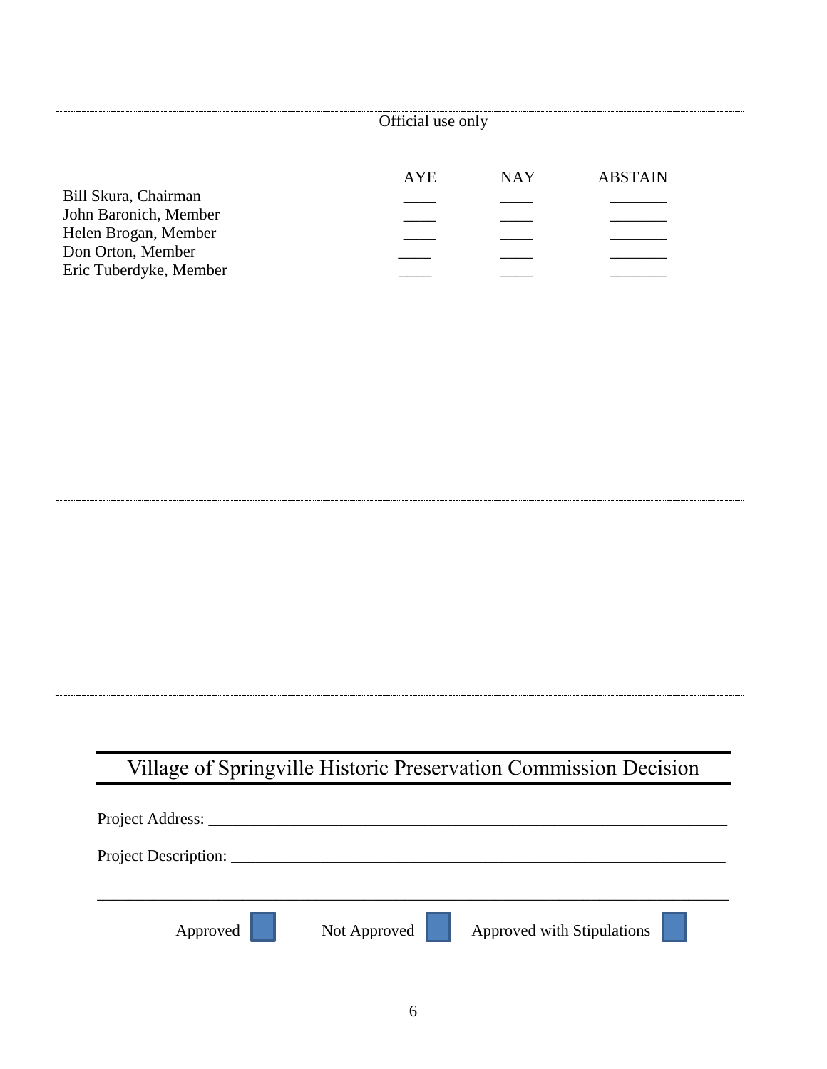Official use only

| | AYE | NAY | ABSTAIN |
|---|---|---|---|
| Bill Skura, Chairman | ____ | ____ | _______ |
| John Baronich, Member | ____ | ____ | _______ |
| Helen Brogan, Member | ____ | ____ | _______ |
| Don Orton, Member | ____ | ____ | _______ |
| Eric Tuberdyke, Member | ____ | ____ | _______ |

## Village of Springville Historic Preservation Commission Decision

Project Address: ___________________________________________________________________

Project Description: ________________________________________________________________

_____________________________________________________________________________

Approved ☐ Not Approved ☐ Approved with Stipulations ☐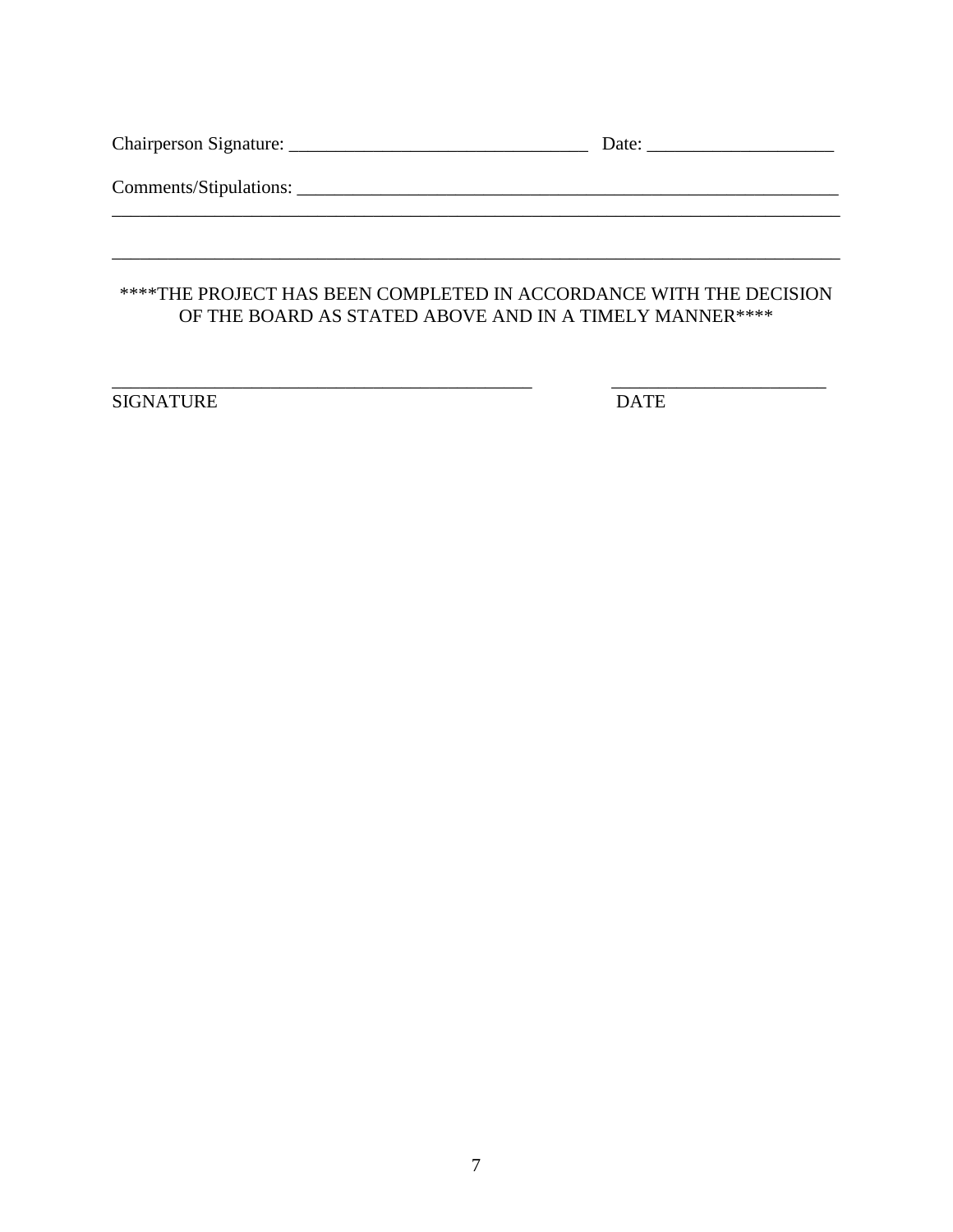Chairperson Signature: ________________________________ Date: ____________________

Comments/Stipulations: ____________________________________________________________
_______________________________________________________________________________

_______________________________________________________________________________

****THE PROJECT HAS BEEN COMPLETED IN ACCORDANCE WITH THE DECISION OF THE BOARD AS STATED ABOVE AND IN A TIMELY MANNER****

_______________________________________________ _______________________

SIGNATURE DATE